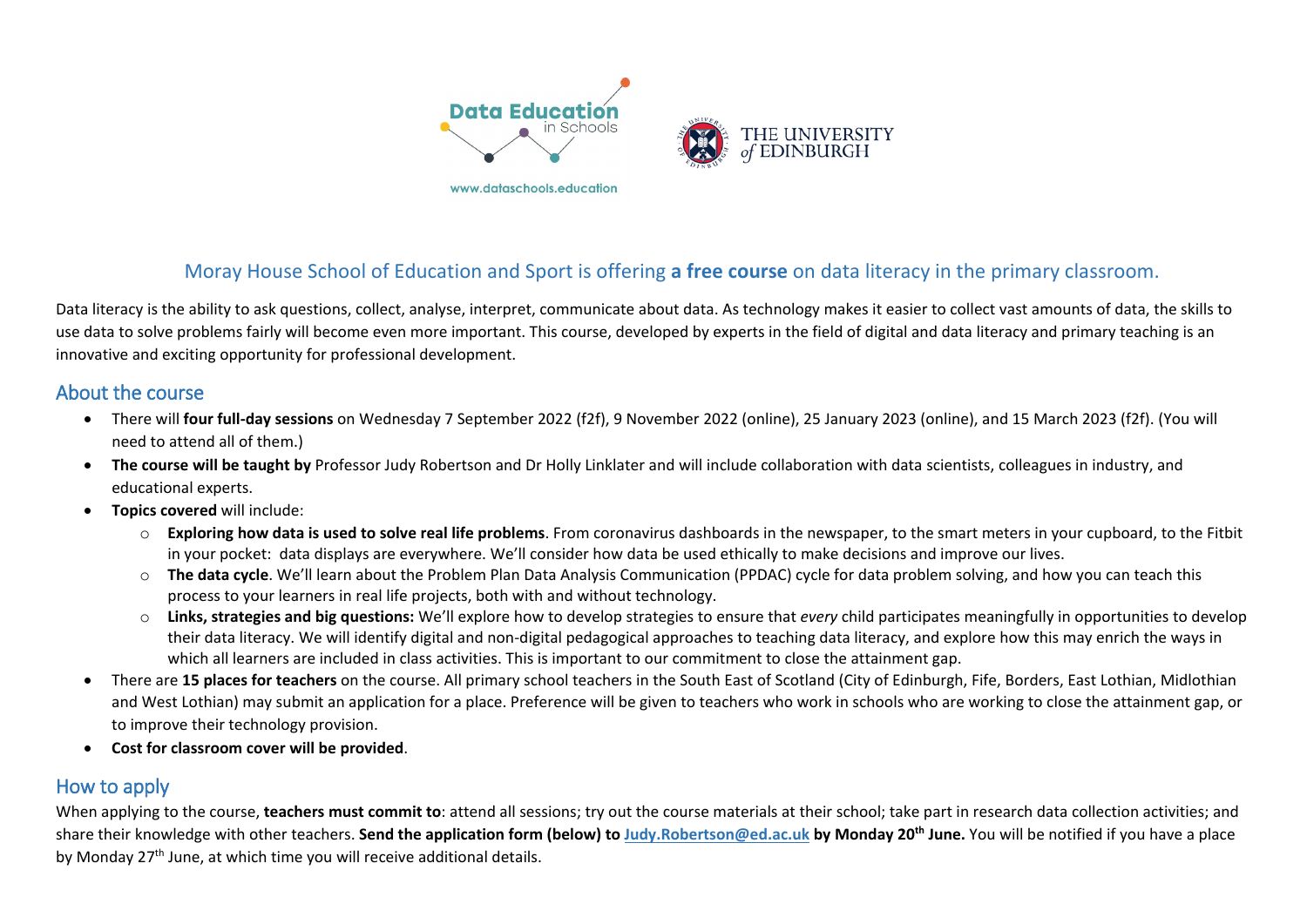Data Education in Schools

www.dataschools.education

THE UNIVERSITY of EDINBURGH

## Moray House School of Education and Sport is offering **a free course** on data literacy in the primary classroom.

Data literacy is the ability to ask questions, collect, analyse, interpret, communicate about data. As technology makes it easier to collect vast amounts of data, the skills to use data to solve problems fairly will become even more important. This course, developed by experts in the field of digital and data literacy and primary teaching is an innovative and exciting opportunity for professional development.

## About the course

- There will **four full-day sessions** on Wednesday 7 September 2022 (f2f), 9 November 2022 (online), 25 January 2023 (online), and 15 March 2023 (f2f). (You will need to attend all of them.)
- **The course will be taught by** Professor Judy Robertson and Dr Holly Linklater and will include collaboration with data scientists, colleagues in industry, and educational experts.
- **Topics covered** will include:
  - **Exploring how data is used to solve real life problems**. From coronavirus dashboards in the newspaper, to the smart meters in your cupboard, to the Fitbit in your pocket: data displays are everywhere. We'll consider how data be used ethically to make decisions and improve our lives.
  - **The data cycle**. We'll learn about the Problem Plan Data Analysis Communication (PPDAC) cycle for data problem solving, and how you can teach this process to your learners in real life projects, both with and without technology.
  - **Links, strategies and big questions:** We'll explore how to develop strategies to ensure that *every* child participates meaningfully in opportunities to develop their data literacy. We will identify digital and non-digital pedagogical approaches to teaching data literacy, and explore how this may enrich the ways in which all learners are included in class activities. This is important to our commitment to close the attainment gap.
- There are **15 places for teachers** on the course. All primary school teachers in the South East of Scotland (City of Edinburgh, Fife, Borders, East Lothian, Midlothian and West Lothian) may submit an application for a place. Preference will be given to teachers who work in schools who are working to close the attainment gap, or to improve their technology provision.
- **Cost for classroom cover will be provided**.

## How to apply

When applying to the course, **teachers must commit to**: attend all sessions; try out the course materials at their school; take part in research data collection activities; and share their knowledge with other teachers. **Send the application form (below) to Judy.Robertson@ed.ac.uk by Monday 20th June.** You will be notified if you have a place by Monday 27th June, at which time you will receive additional details.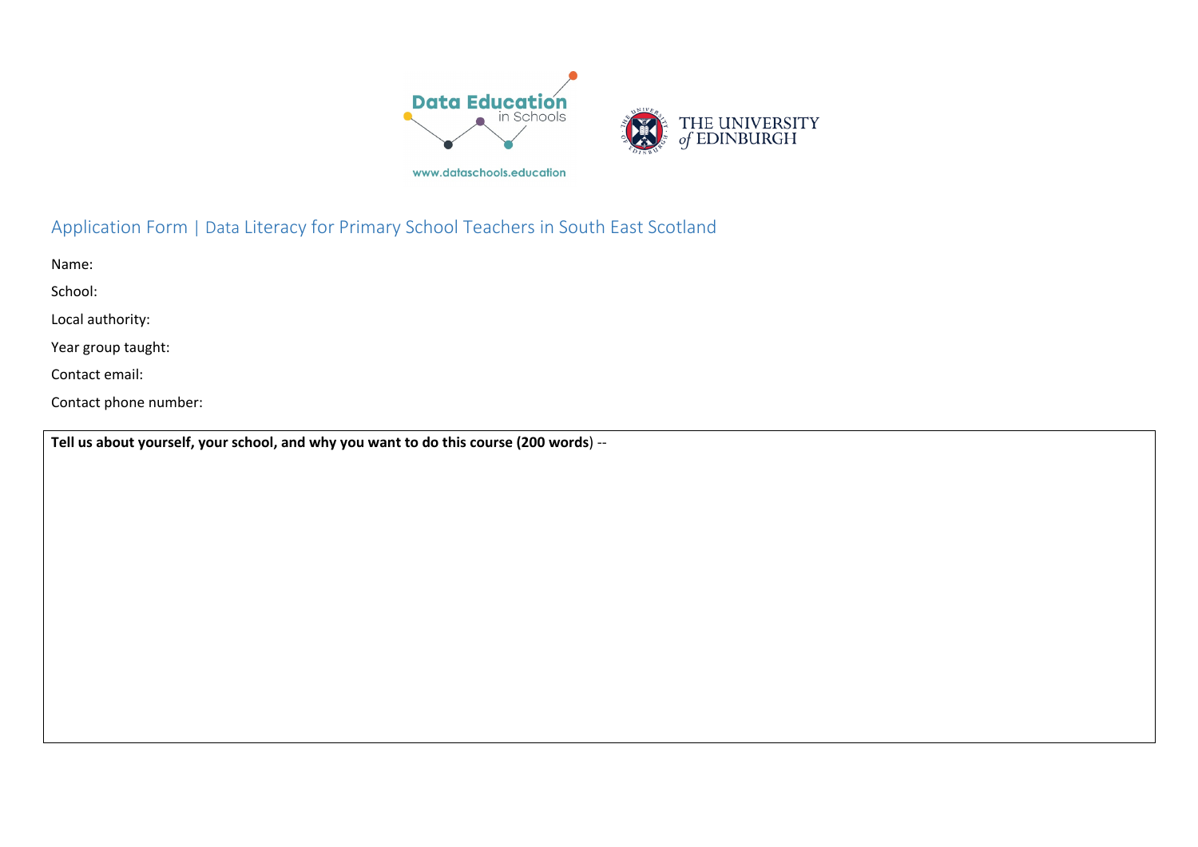Data Education in Schools

www.dataschools.education

THE UNIVERSITY of EDINBURGH

## Application Form | Data Literacy for Primary School Teachers in South East Scotland

Name:

School:

Local authority:

Year group taught:

Contact email:

Contact phone number:

| **Tell us about yourself, your school, and why you want to do this course (200 words**) -- |
|---|
| |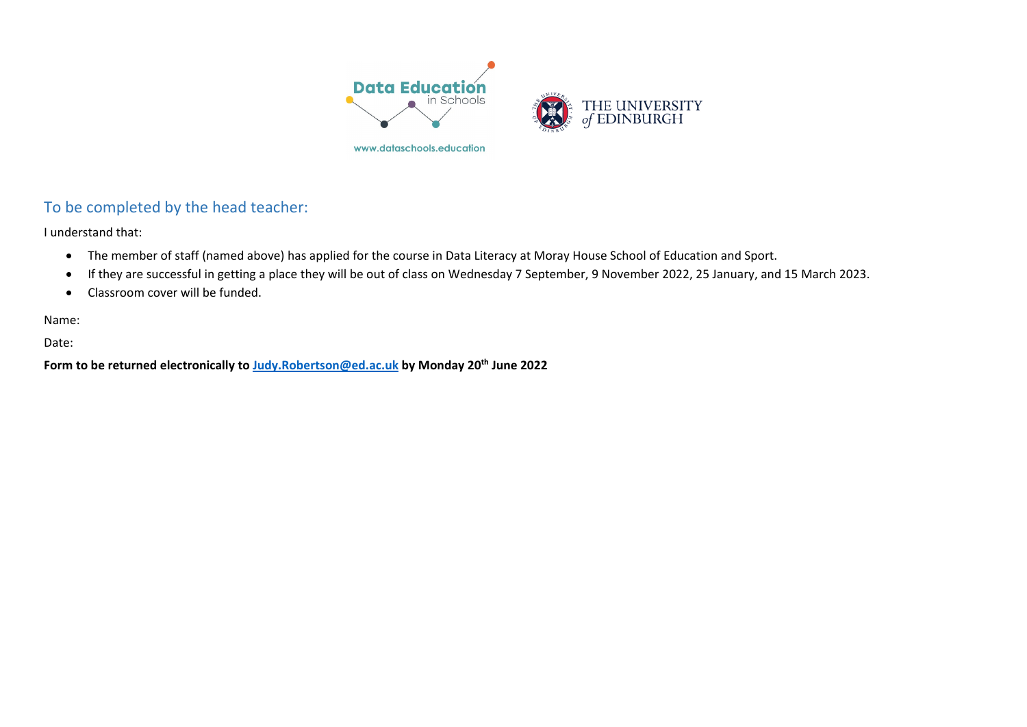## To be completed by the head teacher:

I understand that:

- The member of staff (named above) has applied for the course in Data Literacy at Moray House School of Education and Sport.
- If they are successful in getting a place they will be out of class on Wednesday 7 September, 9 November 2022, 25 January, and 15 March 2023.
- Classroom cover will be funded.

Name:

Date:

**Form to be returned electronically to Judy.Robertson@ed.ac.uk by Monday 20th June 2022**